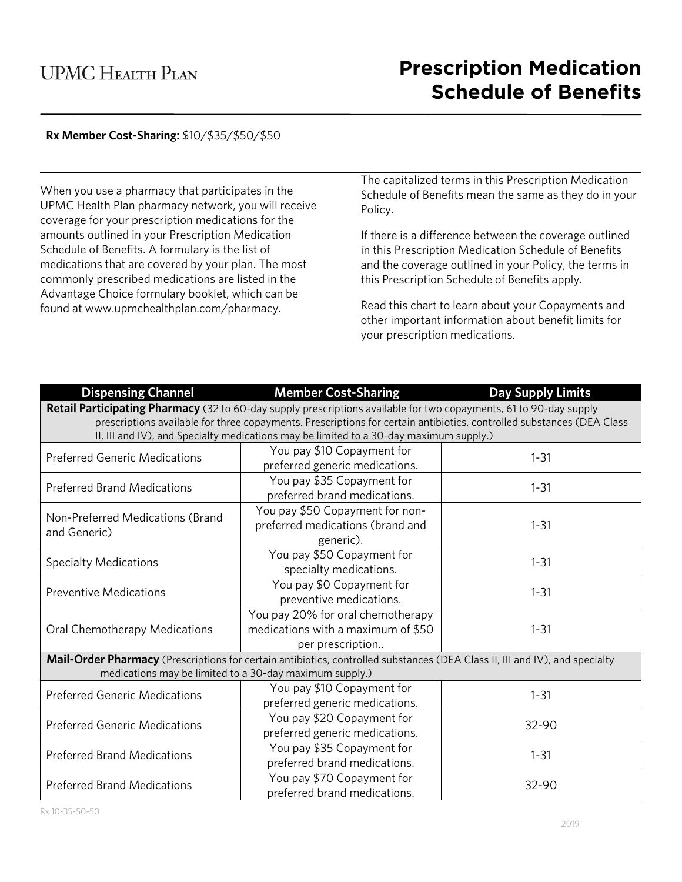UPMC Health Plan

# Prescription Medication Schedule of Benefits

**Rx Member Cost-Sharing:** $10/$35/$50/$50

When you use a pharmacy that participates in the UPMC Health Plan pharmacy network, you will receive coverage for your prescription medications for the amounts outlined in your Prescription Medication Schedule of Benefits. A formulary is the list of medications that are covered by your plan. The most commonly prescribed medications are listed in the Advantage Choice formulary booklet, which can be found at www.upmchealthplan.com/pharmacy.

The capitalized terms in this Prescription Medication Schedule of Benefits mean the same as they do in your Policy.

If there is a difference between the coverage outlined in this Prescription Medication Schedule of Benefits and the coverage outlined in your Policy, the terms in this Prescription Schedule of Benefits apply.

Read this chart to learn about your Copayments and other important information about benefit limits for your prescription medications.

| Dispensing Channel | Member Cost-Sharing | Day Supply Limits |
|---|---|---|
| **Retail Participating Pharmacy** (32 to 60-day supply prescriptions available for two copayments, 61 to 90-day supply prescriptions available for three copayments. Prescriptions for certain antibiotics, controlled substances (DEA Class II, III and IV), and Specialty medications may be limited to a 30-day maximum supply.) | | |
| Preferred Generic Medications | You pay $10 Copayment for preferred generic medications. | 1-31 |
| Preferred Brand Medications | You pay $35 Copayment for preferred brand medications. | 1-31 |
| Non-Preferred Medications (Brand and Generic) | You pay $50 Copayment for non-preferred medications (brand and generic). | 1-31 |
| Specialty Medications | You pay $50 Copayment for specialty medications. | 1-31 |
| Preventive Medications | You pay $0 Copayment for preventive medications. | 1-31 |
| Oral Chemotherapy Medications | You pay 20% for oral chemotherapy medications with a maximum of $50 per prescription.. | 1-31 |
| **Mail-Order Pharmacy** (Prescriptions for certain antibiotics, controlled substances (DEA Class II, III and IV), and specialty medications may be limited to a 30-day maximum supply.) | | |
| Preferred Generic Medications | You pay $10 Copayment for preferred generic medications. | 1-31 |
| Preferred Generic Medications | You pay $20 Copayment for preferred generic medications. | 32-90 |
| Preferred Brand Medications | You pay $35 Copayment for preferred brand medications. | 1-31 |
| Preferred Brand Medications | You pay $70 Copayment for preferred brand medications. | 32-90 |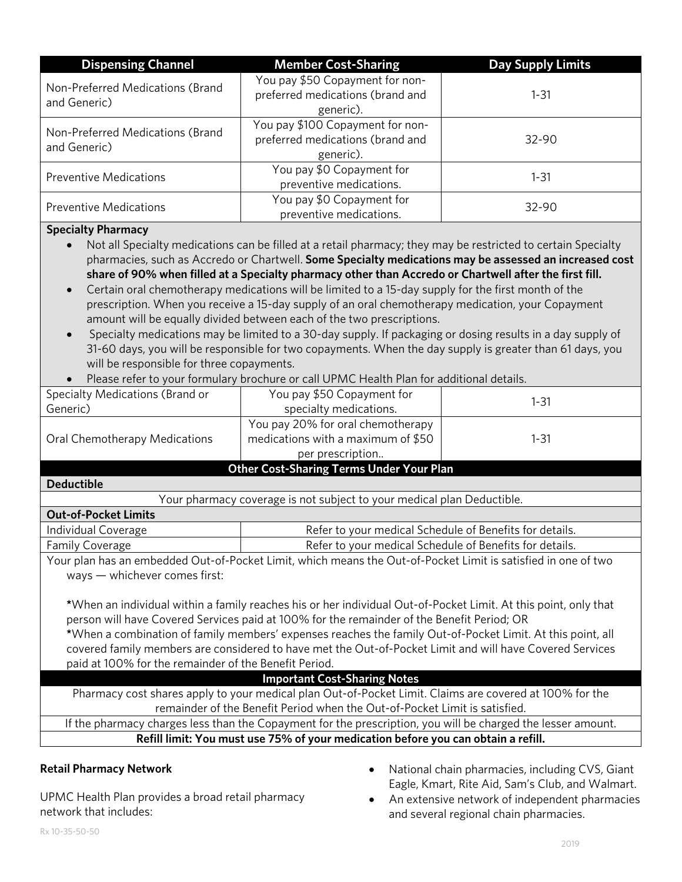| Dispensing Channel | Member Cost-Sharing | Day Supply Limits |
| --- | --- | --- |
| Non-Preferred Medications (Brand and Generic) | You pay $50 Copayment for non-preferred medications (brand and generic). | 1-31 |
| Non-Preferred Medications (Brand and Generic) | You pay $100 Copayment for non-preferred medications (brand and generic). | 32-90 |
| Preventive Medications | You pay $0 Copayment for preventive medications. | 1-31 |
| Preventive Medications | You pay $0 Copayment for preventive medications. | 32-90 |

**Specialty Pharmacy**

- Not all Specialty medications can be filled at a retail pharmacy; they may be restricted to certain Specialty pharmacies, such as Accredo or Chartwell. **Some Specialty medications may be assessed an increased cost share of 90% when filled at a Specialty pharmacy other than Accredo or Chartwell after the first fill.**
- Certain oral chemotherapy medications will be limited to a 15-day supply for the first month of the prescription. When you receive a 15-day supply of an oral chemotherapy medication, your Copayment amount will be equally divided between each of the two prescriptions.
- Specialty medications may be limited to a 30-day supply. If packaging or dosing results in a day supply of 31-60 days, you will be responsible for two copayments. When the day supply is greater than 61 days, you will be responsible for three copayments.
- Please refer to your formulary brochure or call UPMC Health Plan for additional details.

| | | |
| --- | --- | --- |
| Specialty Medications (Brand or Generic) | You pay $50 Copayment for specialty medications. | 1-31 |
| Oral Chemotherapy Medications | You pay 20% for oral chemotherapy medications with a maximum of $50 per prescription.. | 1-31 |

**Other Cost-Sharing Terms Under Your Plan**

**Deductible**

Your pharmacy coverage is not subject to your medical plan Deductible.

**Out-of-Pocket Limits**

| | |
| --- | --- |
| Individual Coverage | Refer to your medical Schedule of Benefits for details. |
| Family Coverage | Refer to your medical Schedule of Benefits for details. |

Your plan has an embedded Out-of-Pocket Limit, which means the Out-of-Pocket Limit is satisfied in one of two ways — whichever comes first:

*When an individual within a family reaches his or her individual Out-of-Pocket Limit. At this point, only that person will have Covered Services paid at 100% for the remainder of the Benefit Period; OR
*When a combination of family members' expenses reaches the family Out-of-Pocket Limit. At this point, all covered family members are considered to have met the Out-of-Pocket Limit and will have Covered Services paid at 100% for the remainder of the Benefit Period.

**Important Cost-Sharing Notes**

Pharmacy cost shares apply to your medical plan Out-of-Pocket Limit. Claims are covered at 100% for the remainder of the Benefit Period when the Out-of-Pocket Limit is satisfied.

If the pharmacy charges less than the Copayment for the prescription, you will be charged the lesser amount.

**Refill limit: You must use 75% of your medication before you can obtain a refill.**

**Retail Pharmacy Network**

UPMC Health Plan provides a broad retail pharmacy network that includes:

- National chain pharmacies, including CVS, Giant Eagle, Kmart, Rite Aid, Sam's Club, and Walmart.
- An extensive network of independent pharmacies and several regional chain pharmacies.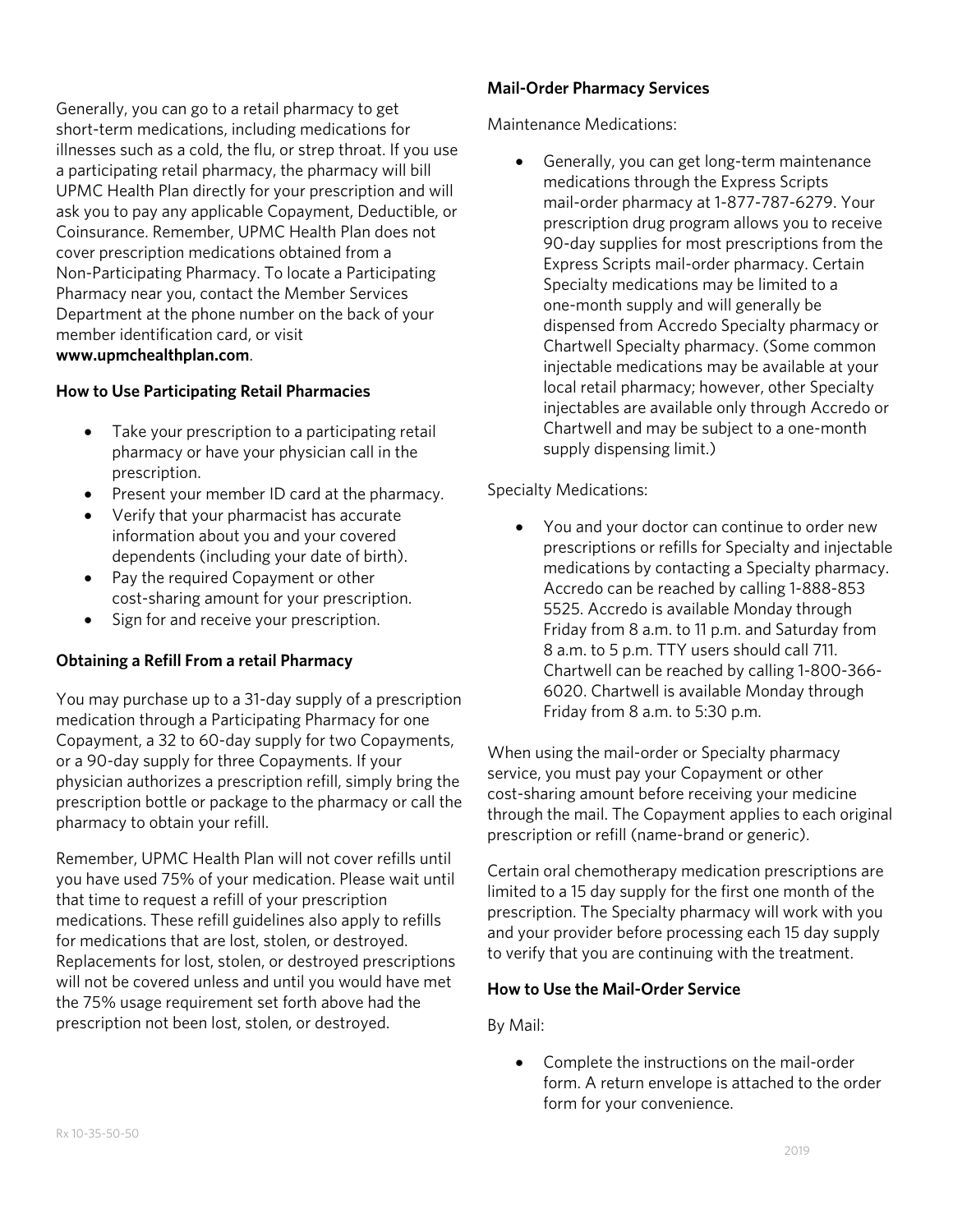Generally, you can go to a retail pharmacy to get short-term medications, including medications for illnesses such as a cold, the flu, or strep throat. If you use a participating retail pharmacy, the pharmacy will bill UPMC Health Plan directly for your prescription and will ask you to pay any applicable Copayment, Deductible, or Coinsurance. Remember, UPMC Health Plan does not cover prescription medications obtained from a Non-Participating Pharmacy. To locate a Participating Pharmacy near you, contact the Member Services Department at the phone number on the back of your member identification card, or visit **www.upmchealthplan.com**.

**How to Use Participating Retail Pharmacies**

- Take your prescription to a participating retail pharmacy or have your physician call in the prescription.
- Present your member ID card at the pharmacy.
- Verify that your pharmacist has accurate information about you and your covered dependents (including your date of birth).
- Pay the required Copayment or other cost-sharing amount for your prescription.
- Sign for and receive your prescription.

**Obtaining a Refill From a retail Pharmacy**

You may purchase up to a 31-day supply of a prescription medication through a Participating Pharmacy for one Copayment, a 32 to 60-day supply for two Copayments, or a 90-day supply for three Copayments. If your physician authorizes a prescription refill, simply bring the prescription bottle or package to the pharmacy or call the pharmacy to obtain your refill.

Remember, UPMC Health Plan will not cover refills until you have used 75% of your medication. Please wait until that time to request a refill of your prescription medications. These refill guidelines also apply to refills for medications that are lost, stolen, or destroyed. Replacements for lost, stolen, or destroyed prescriptions will not be covered unless and until you would have met the 75% usage requirement set forth above had the prescription not been lost, stolen, or destroyed.

**Mail-Order Pharmacy Services**

Maintenance Medications:

- Generally, you can get long-term maintenance medications through the Express Scripts mail-order pharmacy at 1-877-787-6279. Your prescription drug program allows you to receive 90-day supplies for most prescriptions from the Express Scripts mail-order pharmacy. Certain Specialty medications may be limited to a one-month supply and will generally be dispensed from Accredo Specialty pharmacy or Chartwell Specialty pharmacy. (Some common injectable medications may be available at your local retail pharmacy; however, other Specialty injectables are available only through Accredo or Chartwell and may be subject to a one-month supply dispensing limit.)

Specialty Medications:

- You and your doctor can continue to order new prescriptions or refills for Specialty and injectable medications by contacting a Specialty pharmacy. Accredo can be reached by calling 1-888-853 5525. Accredo is available Monday through Friday from 8 a.m. to 11 p.m. and Saturday from 8 a.m. to 5 p.m. TTY users should call 711. Chartwell can be reached by calling 1-800-366-6020. Chartwell is available Monday through Friday from 8 a.m. to 5:30 p.m.

When using the mail-order or Specialty pharmacy service, you must pay your Copayment or other cost-sharing amount before receiving your medicine through the mail. The Copayment applies to each original prescription or refill (name-brand or generic).

Certain oral chemotherapy medication prescriptions are limited to a 15 day supply for the first one month of the prescription. The Specialty pharmacy will work with you and your provider before processing each 15 day supply to verify that you are continuing with the treatment.

**How to Use the Mail-Order Service**

By Mail:

- Complete the instructions on the mail-order form. A return envelope is attached to the order form for your convenience.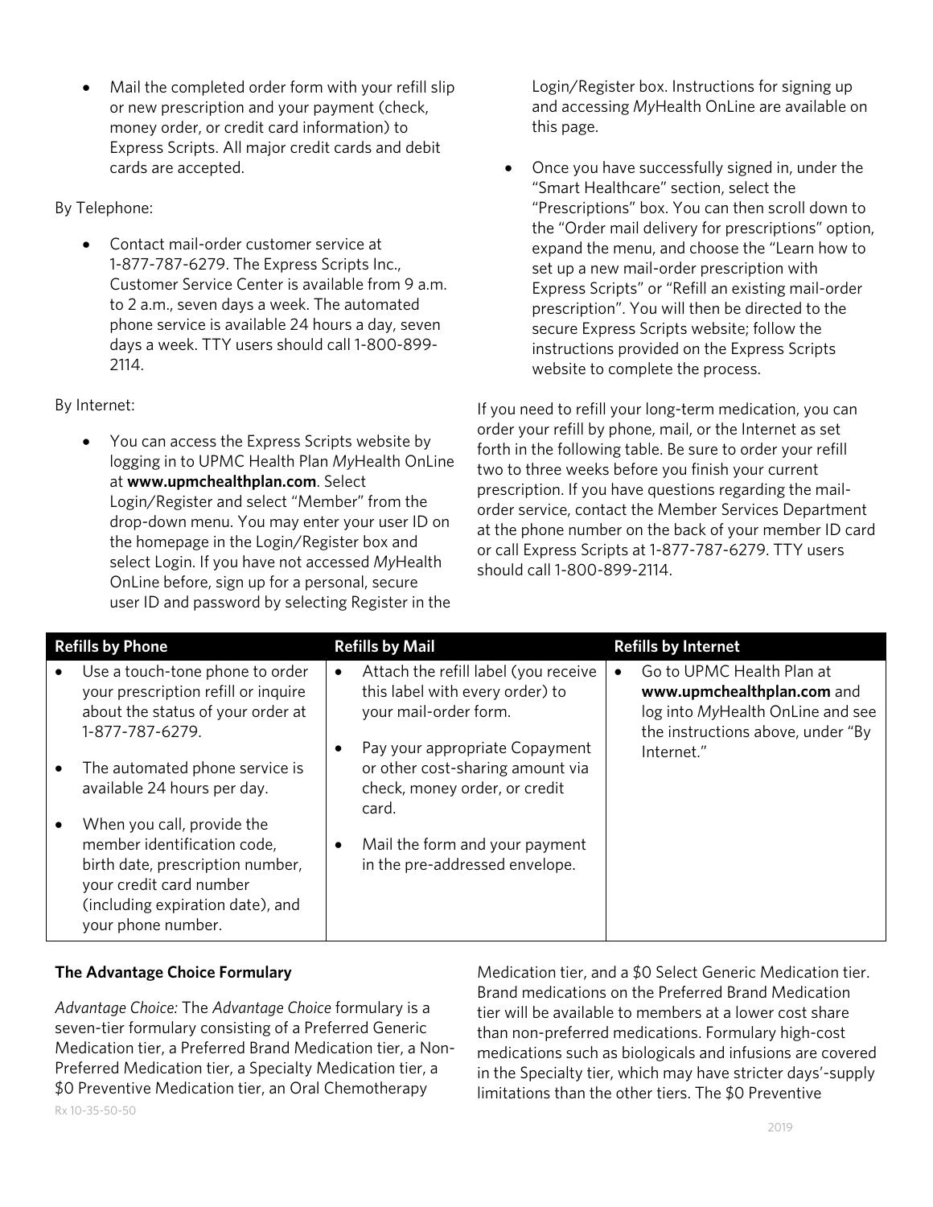- Mail the completed order form with your refill slip or new prescription and your payment (check, money order, or credit card information) to Express Scripts. All major credit cards and debit cards are accepted.

By Telephone:

- Contact mail-order customer service at 1-877-787-6279. The Express Scripts Inc., Customer Service Center is available from 9 a.m. to 2 a.m., seven days a week. The automated phone service is available 24 hours a day, seven days a week. TTY users should call 1-800-899-2114.

By Internet:

- You can access the Express Scripts website by logging in to UPMC Health Plan *My*Health OnLine at **www.upmchealthplan.com**. Select Login/Register and select "Member" from the drop-down menu. You may enter your user ID on the homepage in the Login/Register box and select Login. If you have not accessed *My*Health OnLine before, sign up for a personal, secure user ID and password by selecting Register in the Login/Register box. Instructions for signing up and accessing *My*Health OnLine are available on this page.
- Once you have successfully signed in, under the "Smart Healthcare" section, select the "Prescriptions" box. You can then scroll down to the "Order mail delivery for prescriptions" option, expand the menu, and choose the "Learn how to set up a new mail-order prescription with Express Scripts" or "Refill an existing mail-order prescription". You will then be directed to the secure Express Scripts website; follow the instructions provided on the Express Scripts website to complete the process.

If you need to refill your long-term medication, you can order your refill by phone, mail, or the Internet as set forth in the following table. Be sure to order your refill two to three weeks before you finish your current prescription. If you have questions regarding the mail-order service, contact the Member Services Department at the phone number on the back of your member ID card or call Express Scripts at 1-877-787-6279. TTY users should call 1-800-899-2114.

| Refills by Phone | Refills by Mail | Refills by Internet |
|---|---|---|
| • Use a touch-tone phone to order your prescription refill or inquire about the status of your order at 1-877-787-6279.<br>• The automated phone service is available 24 hours per day.<br>• When you call, provide the member identification code, birth date, prescription number, your credit card number (including expiration date), and your phone number. | • Attach the refill label (you receive this label with every order) to your mail-order form.<br>• Pay your appropriate Copayment or other cost-sharing amount via check, money order, or credit card.<br>• Mail the form and your payment in the pre-addressed envelope. | • Go to UPMC Health Plan at **www.upmchealthplan.com** and log into *My*Health OnLine and see the instructions above, under "By Internet." |

**The Advantage Choice Formulary**

*Advantage Choice:* The *Advantage Choice* formulary is a seven-tier formulary consisting of a Preferred Generic Medication tier, a Preferred Brand Medication tier, a Non-Preferred Medication tier, a Specialty Medication tier, a $0 Preventive Medication tier, an Oral Chemotherapy Medication tier, and a $0 Select Generic Medication tier. Brand medications on the Preferred Brand Medication tier will be available to members at a lower cost share than non-preferred medications. Formulary high-cost medications such as biologicals and infusions are covered in the Specialty tier, which may have stricter days'-supply limitations than the other tiers. The $0 Preventive

Rx 10-35-50-50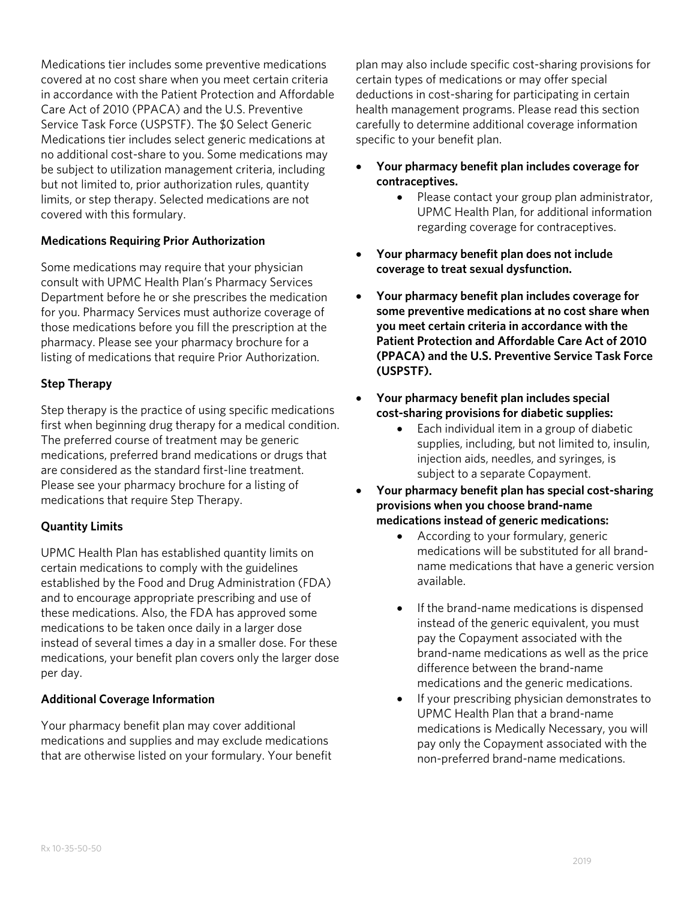Medications tier includes some preventive medications covered at no cost share when you meet certain criteria in accordance with the Patient Protection and Affordable Care Act of 2010 (PPACA) and the U.S. Preventive Service Task Force (USPSTF). The $0 Select Generic Medications tier includes select generic medications at no additional cost-share to you. Some medications may be subject to utilization management criteria, including but not limited to, prior authorization rules, quantity limits, or step therapy. Selected medications are not covered with this formulary.

**Medications Requiring Prior Authorization**

Some medications may require that your physician consult with UPMC Health Plan's Pharmacy Services Department before he or she prescribes the medication for you. Pharmacy Services must authorize coverage of those medications before you fill the prescription at the pharmacy. Please see your pharmacy brochure for a listing of medications that require Prior Authorization.

**Step Therapy**

Step therapy is the practice of using specific medications first when beginning drug therapy for a medical condition. The preferred course of treatment may be generic medications, preferred brand medications or drugs that are considered as the standard first-line treatment. Please see your pharmacy brochure for a listing of medications that require Step Therapy.

**Quantity Limits**

UPMC Health Plan has established quantity limits on certain medications to comply with the guidelines established by the Food and Drug Administration (FDA) and to encourage appropriate prescribing and use of these medications. Also, the FDA has approved some medications to be taken once daily in a larger dose instead of several times a day in a smaller dose. For these medications, your benefit plan covers only the larger dose per day.

**Additional Coverage Information**

Your pharmacy benefit plan may cover additional medications and supplies and may exclude medications that are otherwise listed on your formulary. Your benefit plan may also include specific cost-sharing provisions for certain types of medications or may offer special deductions in cost-sharing for participating in certain health management programs. Please read this section carefully to determine additional coverage information specific to your benefit plan.

- **Your pharmacy benefit plan includes coverage for contraceptives.**
  - Please contact your group plan administrator, UPMC Health Plan, for additional information regarding coverage for contraceptives.
- **Your pharmacy benefit plan does not include coverage to treat sexual dysfunction.**
- **Your pharmacy benefit plan includes coverage for some preventive medications at no cost share when you meet certain criteria in accordance with the Patient Protection and Affordable Care Act of 2010 (PPACA) and the U.S. Preventive Service Task Force (USPSTF).**
- **Your pharmacy benefit plan includes special cost-sharing provisions for diabetic supplies:**
  - Each individual item in a group of diabetic supplies, including, but not limited to, insulin, injection aids, needles, and syringes, is subject to a separate Copayment.
- **Your pharmacy benefit plan has special cost-sharing provisions when you choose brand-name medications instead of generic medications:**
  - According to your formulary, generic medications will be substituted for all brand-name medications that have a generic version available.
  - If the brand-name medications is dispensed instead of the generic equivalent, you must pay the Copayment associated with the brand-name medications as well as the price difference between the brand-name medications and the generic medications.
  - If your prescribing physician demonstrates to UPMC Health Plan that a brand-name medications is Medically Necessary, you will pay only the Copayment associated with the non-preferred brand-name medications.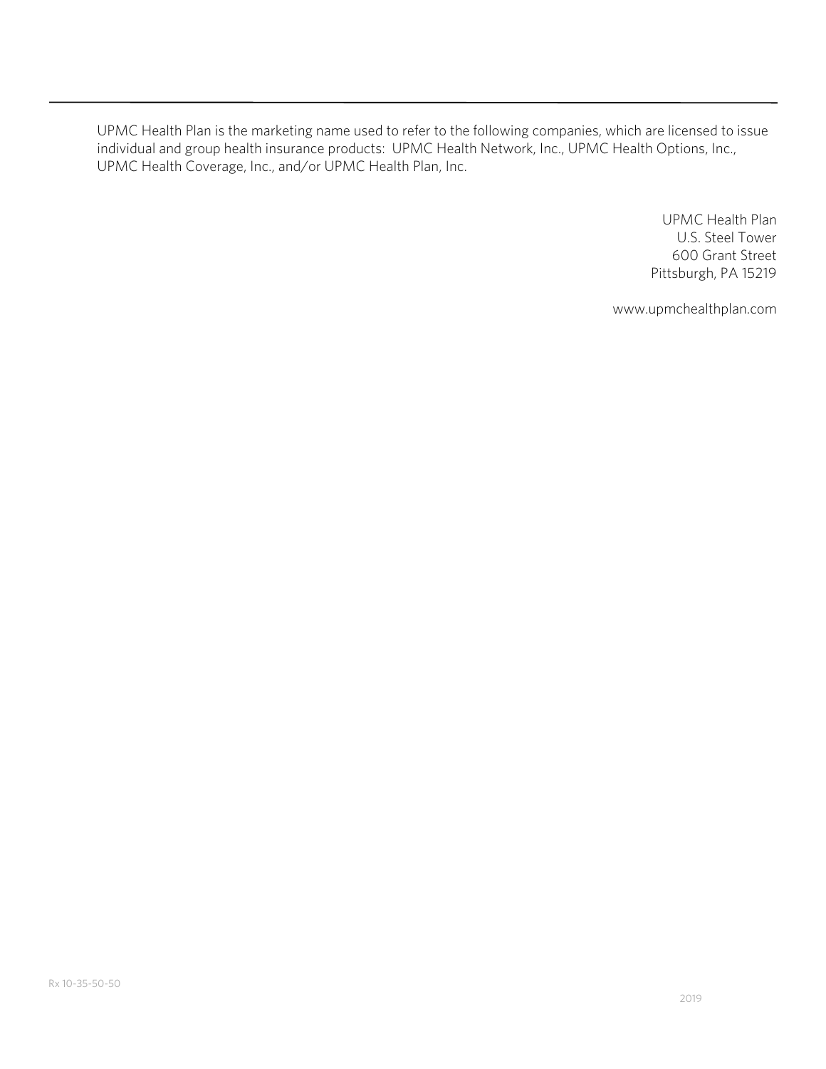UPMC Health Plan is the marketing name used to refer to the following companies, which are licensed to issue individual and group health insurance products: UPMC Health Network, Inc., UPMC Health Options, Inc., UPMC Health Coverage, Inc., and/or UPMC Health Plan, Inc.

UPMC Health Plan  
U.S. Steel Tower  
600 Grant Street  
Pittsburgh, PA 15219

www.upmchealthplan.com

Rx 10-35-50-50

2019